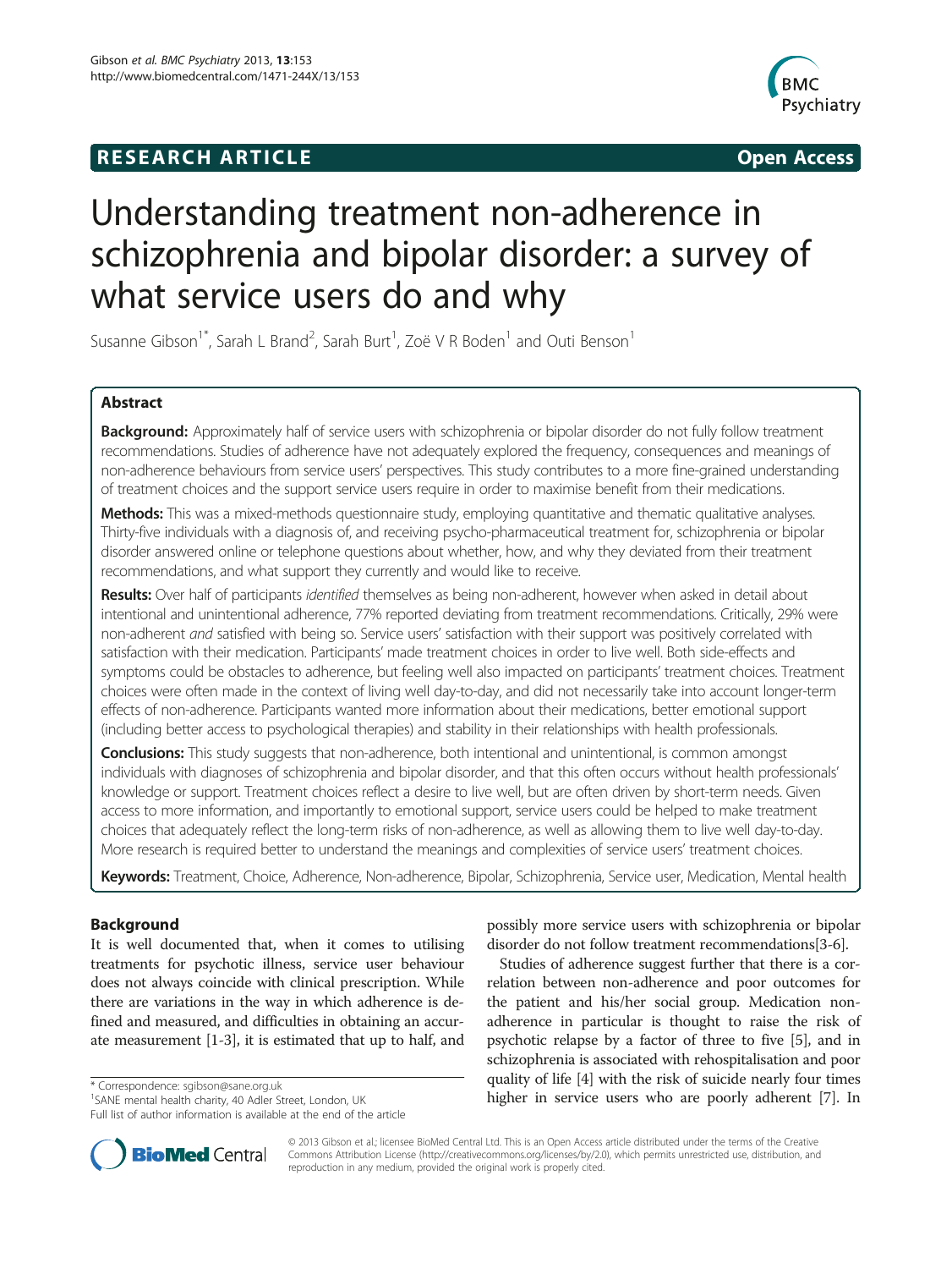RESEARCH ARTICLE **Open Access**

# Understanding treatment non-adherence in schizophrenia and bipolar disorder: a survey of what service users do and why

Susanne Gibson[1*], Sarah L Brand[2], Sarah Burt[1], Zoë V R Boden[1] and Outi Benson[1]

## Abstract

**Background:** Approximately half of service users with schizophrenia or bipolar disorder do not fully follow treatment recommendations. Studies of adherence have not adequately explored the frequency, consequences and meanings of non-adherence behaviours from service users' perspectives. This study contributes to a more fine-grained understanding of treatment choices and the support service users require in order to maximise benefit from their medications.

**Methods:** This was a mixed-methods questionnaire study, employing quantitative and thematic qualitative analyses. Thirty-five individuals with a diagnosis of, and receiving psycho-pharmaceutical treatment for, schizophrenia or bipolar disorder answered online or telephone questions about whether, how, and why they deviated from their treatment recommendations, and what support they currently and would like to receive.

**Results:** Over half of participants *identified* themselves as being non-adherent, however when asked in detail about intentional and unintentional adherence, 77% reported deviating from treatment recommendations. Critically, 29% were non-adherent *and* satisfied with being so. Service users' satisfaction with their support was positively correlated with satisfaction with their medication. Participants' made treatment choices in order to live well. Both side-effects and symptoms could be obstacles to adherence, but feeling well also impacted on participants' treatment choices. Treatment choices were often made in the context of living well day-to-day, and did not necessarily take into account longer-term effects of non-adherence. Participants wanted more information about their medications, better emotional support (including better access to psychological therapies) and stability in their relationships with health professionals.

**Conclusions:** This study suggests that non-adherence, both intentional and unintentional, is common amongst individuals with diagnoses of schizophrenia and bipolar disorder, and that this often occurs without health professionals' knowledge or support. Treatment choices reflect a desire to live well, but are often driven by short-term needs. Given access to more information, and importantly to emotional support, service users could be helped to make treatment choices that adequately reflect the long-term risks of non-adherence, as well as allowing them to live well day-to-day. More research is required better to understand the meanings and complexities of service users' treatment choices.

**Keywords:** Treatment, Choice, Adherence, Non-adherence, Bipolar, Schizophrenia, Service user, Medication, Mental health

## Background

It is well documented that, when it comes to utilising treatments for psychotic illness, service user behaviour does not always coincide with clinical prescription. While there are variations in the way in which adherence is defined and measured, and difficulties in obtaining an accurate measurement [1-3], it is estimated that up to half, and possibly more service users with schizophrenia or bipolar disorder do not follow treatment recommendations[3-6].

Studies of adherence suggest further that there is a correlation between non-adherence and poor outcomes for the patient and his/her social group. Medication non-adherence in particular is thought to raise the risk of psychotic relapse by a factor of three to five [5], and in schizophrenia is associated with rehospitalisation and poor quality of life [4] with the risk of suicide nearly four times higher in service users who are poorly adherent [7]. In

\* Correspondence: sgibson@sane.org.uk
[1]SANE mental health charity, 40 Adler Street, London, UK
Full list of author information is available at the end of the article

© 2013 Gibson et al.; licensee BioMed Central Ltd. This is an Open Access article distributed under the terms of the Creative Commons Attribution License (http://creativecommons.org/licenses/by/2.0), which permits unrestricted use, distribution, and reproduction in any medium, provided the original work is properly cited.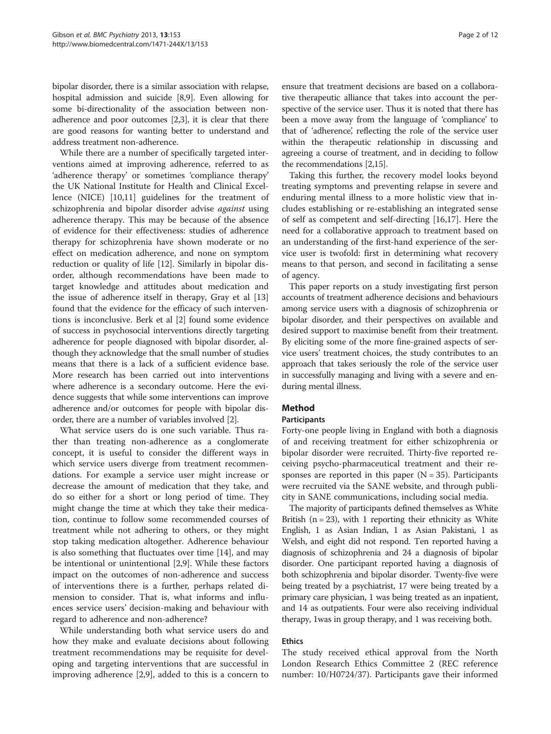bipolar disorder, there is a similar association with relapse, hospital admission and suicide [8,9]. Even allowing for some bi-directionality of the association between non-adherence and poor outcomes [2,3], it is clear that there are good reasons for wanting better to understand and address treatment non-adherence.

While there are a number of specifically targeted interventions aimed at improving adherence, referred to as 'adherence therapy' or sometimes 'compliance therapy' the UK National Institute for Health and Clinical Excellence (NICE) [10,11] guidelines for the treatment of schizophrenia and bipolar disorder advise *against* using adherence therapy. This may be because of the absence of evidence for their effectiveness: studies of adherence therapy for schizophrenia have shown moderate or no effect on medication adherence, and none on symptom reduction or quality of life [12]. Similarly in bipolar disorder, although recommendations have been made to target knowledge and attitudes about medication and the issue of adherence itself in therapy, Gray et al [13] found that the evidence for the efficacy of such interventions is inconclusive. Berk et al [2] found some evidence of success in psychosocial interventions directly targeting adherence for people diagnosed with bipolar disorder, although they acknowledge that the small number of studies means that there is a lack of a sufficient evidence base. More research has been carried out into interventions where adherence is a secondary outcome. Here the evidence suggests that while some interventions can improve adherence and/or outcomes for people with bipolar disorder, there are a number of variables involved [2].

What service users do is one such variable. Thus rather than treating non-adherence as a conglomerate concept, it is useful to consider the different ways in which service users diverge from treatment recommendations. For example a service user might increase or decrease the amount of medication that they take, and do so either for a short or long period of time. They might change the time at which they take their medication, continue to follow some recommended courses of treatment while not adhering to others, or they might stop taking medication altogether. Adherence behaviour is also something that fluctuates over time [14], and may be intentional or unintentional [2,9]. While these factors impact on the outcomes of non-adherence and success of interventions there is a further, perhaps related dimension to consider. That is, what informs and influences service users' decision-making and behaviour with regard to adherence and non-adherence?

While understanding both what service users do and how they make and evaluate decisions about following treatment recommendations may be requisite for developing and targeting interventions that are successful in improving adherence [2,9], added to this is a concern to ensure that treatment decisions are based on a collaborative therapeutic alliance that takes into account the perspective of the service user. Thus it is noted that there has been a move away from the language of 'compliance' to that of 'adherence', reflecting the role of the service user within the therapeutic relationship in discussing and agreeing a course of treatment, and in deciding to follow the recommendations [2,15].

Taking this further, the recovery model looks beyond treating symptoms and preventing relapse in severe and enduring mental illness to a more holistic view that includes establishing or re-establishing an integrated sense of self as competent and self-directing [16,17]. Here the need for a collaborative approach to treatment based on an understanding of the first-hand experience of the service user is twofold: first in determining what recovery means to that person, and second in facilitating a sense of agency.

This paper reports on a study investigating first person accounts of treatment adherence decisions and behaviours among service users with a diagnosis of schizophrenia or bipolar disorder, and their perspectives on available and desired support to maximise benefit from their treatment. By eliciting some of the more fine-grained aspects of service users' treatment choices, the study contributes to an approach that takes seriously the role of the service user in successfully managing and living with a severe and enduring mental illness.

## Method

### Participants

Forty-one people living in England with both a diagnosis of and receiving treatment for either schizophrenia or bipolar disorder were recruited. Thirty-five reported receiving psycho-pharmaceutical treatment and their responses are reported in this paper (N = 35). Participants were recruited via the SANE website, and through publicity in SANE communications, including social media.

The majority of participants defined themselves as White British (n = 23), with 1 reporting their ethnicity as White English, 1 as Asian Indian, 1 as Asian Pakistani, 1 as Welsh, and eight did not respond. Ten reported having a diagnosis of schizophrenia and 24 a diagnosis of bipolar disorder. One participant reported having a diagnosis of both schizophrenia and bipolar disorder. Twenty-five were being treated by a psychiatrist, 17 were being treated by a primary care physician, 1 was being treated as an inpatient, and 14 as outpatients. Four were also receiving individual therapy, 1was in group therapy, and 1 was receiving both.

### Ethics

The study received ethical approval from the North London Research Ethics Committee 2 (REC reference number: 10/H0724/37). Participants gave their informed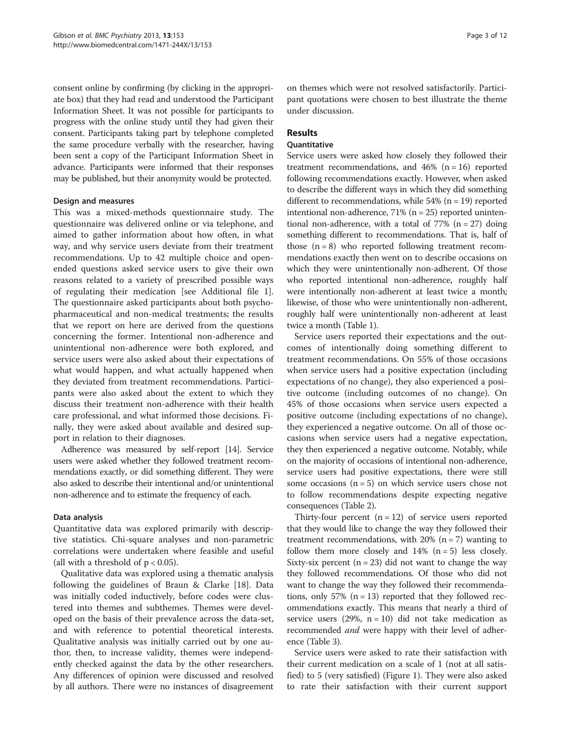consent online by confirming (by clicking in the appropriate box) that they had read and understood the Participant Information Sheet. It was not possible for participants to progress with the online study until they had given their consent. Participants taking part by telephone completed the same procedure verbally with the researcher, having been sent a copy of the Participant Information Sheet in advance. Participants were informed that their responses may be published, but their anonymity would be protected.

### Design and measures

This was a mixed-methods questionnaire study. The questionnaire was delivered online or via telephone, and aimed to gather information about how often, in what way, and why service users deviate from their treatment recommendations. Up to 42 multiple choice and open-ended questions asked service users to give their own reasons related to a variety of prescribed possible ways of regulating their medication [see Additional file 1]. The questionnaire asked participants about both psychopharmaceutical and non-medical treatments; the results that we report on here are derived from the questions concerning the former. Intentional non-adherence and unintentional non-adherence were both explored, and service users were also asked about their expectations of what would happen, and what actually happened when they deviated from treatment recommendations. Participants were also asked about the extent to which they discuss their treatment non-adherence with their health care professional, and what informed those decisions. Finally, they were asked about available and desired support in relation to their diagnoses.

Adherence was measured by self-report [14]. Service users were asked whether they followed treatment recommendations exactly, or did something different. They were also asked to describe their intentional and/or unintentional non-adherence and to estimate the frequency of each.

### Data analysis

Quantitative data was explored primarily with descriptive statistics. Chi-square analyses and non-parametric correlations were undertaken where feasible and useful (all with a threshold of $p < 0.05$).

Qualitative data was explored using a thematic analysis following the guidelines of Braun & Clarke [18]. Data was initially coded inductively, before codes were clustered into themes and subthemes. Themes were developed on the basis of their prevalence across the data-set, and with reference to potential theoretical interests. Qualitative analysis was initially carried out by one author, then, to increase validity, themes were independently checked against the data by the other researchers. Any differences of opinion were discussed and resolved by all authors. There were no instances of disagreement on themes which were not resolved satisfactorily. Participant quotations were chosen to best illustrate the theme under discussion.

## Results

### Quantitative

Service users were asked how closely they followed their treatment recommendations, and 46% (n = 16) reported following recommendations exactly. However, when asked to describe the different ways in which they did something different to recommendations, while 54% (n = 19) reported intentional non-adherence, 71% (n = 25) reported unintentional non-adherence, with a total of 77% (n = 27) doing something different to recommendations. That is, half of those (n = 8) who reported following treatment recommendations exactly then went on to describe occasions on which they were unintentionally non-adherent. Of those who reported intentional non-adherence, roughly half were intentionally non-adherent at least twice a month; likewise, of those who were unintentionally non-adherent, roughly half were unintentionally non-adherent at least twice a month (Table 1).

Service users reported their expectations and the outcomes of intentionally doing something different to treatment recommendations. On 55% of those occasions when service users had a positive expectation (including expectations of no change), they also experienced a positive outcome (including outcomes of no change). On 45% of those occasions when service users expected a positive outcome (including expectations of no change), they experienced a negative outcome. On all of those occasions when service users had a negative expectation, they then experienced a negative outcome. Notably, while on the majority of occasions of intentional non-adherence, service users had positive expectations, there were still some occasions (n = 5) on which service users chose not to follow recommendations despite expecting negative consequences (Table 2).

Thirty-four percent (n = 12) of service users reported that they would like to change the way they followed their treatment recommendations, with 20% (n = 7) wanting to follow them more closely and 14% (n = 5) less closely. Sixty-six percent (n = 23) did not want to change the way they followed recommendations. Of those who did not want to change the way they followed their recommendations, only 57% (n = 13) reported that they followed recommendations exactly. This means that nearly a third of service users (29%, n = 10) did not take medication as recommended *and* were happy with their level of adherence (Table 3).

Service users were asked to rate their satisfaction with their current medication on a scale of 1 (not at all satisfied) to 5 (very satisfied) (Figure 1). They were also asked to rate their satisfaction with their current support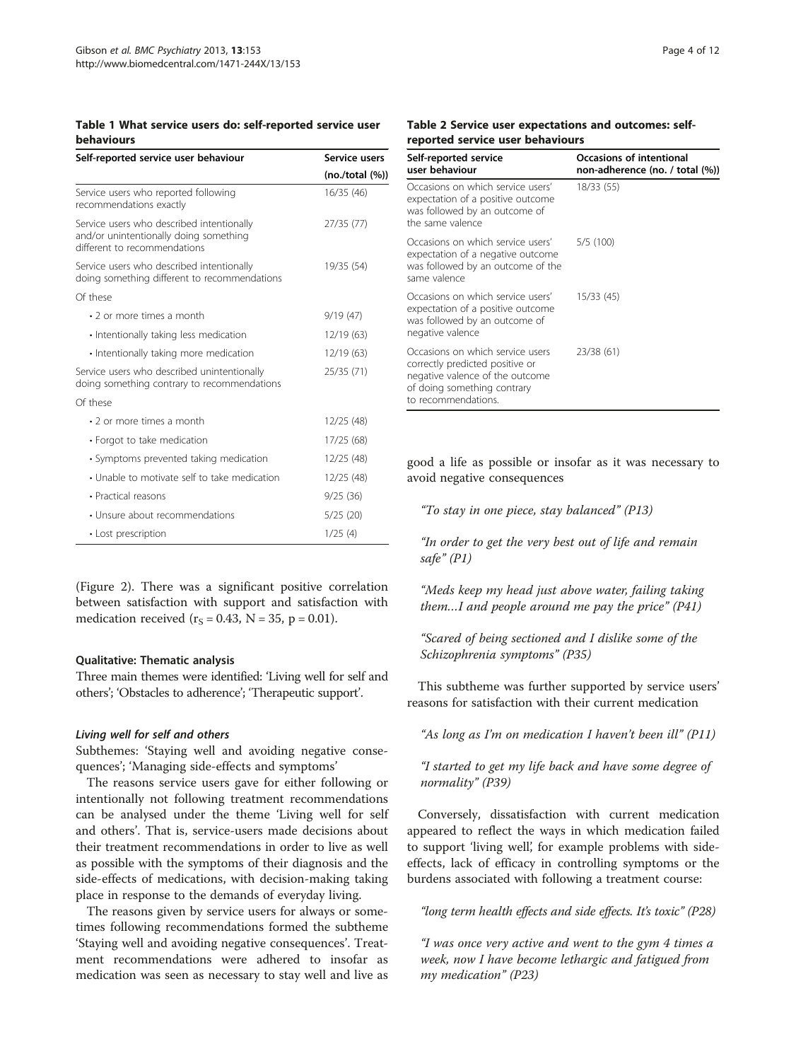**Table 1 What service users do: self-reported service user behaviours**

| Self-reported service user behaviour | Service users (no./total (%)) |
|---|---|
| Service users who reported following recommendations exactly | 16/35 (46) |
| Service users who described intentionally and/or unintentionally doing something different to recommendations | 27/35 (77) |
| Service users who described intentionally doing something different to recommendations | 19/35 (54) |
| Of these | |
| • 2 or more times a month | 9/19 (47) |
| • Intentionally taking less medication | 12/19 (63) |
| • Intentionally taking more medication | 12/19 (63) |
| Service users who described unintentionally doing something contrary to recommendations | 25/35 (71) |
| Of these | |
| • 2 or more times a month | 12/25 (48) |
| • Forgot to take medication | 17/25 (68) |
| • Symptoms prevented taking medication | 12/25 (48) |
| • Unable to motivate self to take medication | 12/25 (48) |
| • Practical reasons | 9/25 (36) |
| • Unsure about recommendations | 5/25 (20) |
| • Lost prescription | 1/25 (4) |

**Table 2 Service user expectations and outcomes: self-reported service user behaviours**

| Self-reported service user behaviour | Occasions of intentional non-adherence (no. / total (%)) |
|---|---|
| Occasions on which service users' expectation of a positive outcome was followed by an outcome of the same valence | 18/33 (55) |
| Occasions on which service users' expectation of a negative outcome was followed by an outcome of the same valence | 5/5 (100) |
| Occasions on which service users' expectation of a positive outcome was followed by an outcome of negative valence | 15/33 (45) |
| Occasions on which service users correctly predicted positive or negative valence of the outcome of doing something contrary to recommendations. | 23/38 (61) |

(Figure 2). There was a significant positive correlation between satisfaction with support and satisfaction with medication received ($r_S = 0.43$, $N = 35$, $p = 0.01$).

### Qualitative: Thematic analysis

Three main themes were identified: 'Living well for self and others'; 'Obstacles to adherence'; 'Therapeutic support'.

#### *Living well for self and others*

Subthemes: 'Staying well and avoiding negative consequences'; 'Managing side-effects and symptoms'

The reasons service users gave for either following or intentionally not following treatment recommendations can be analysed under the theme 'Living well for self and others'. That is, service-users made decisions about their treatment recommendations in order to live as well as possible with the symptoms of their diagnosis and the side-effects of medications, with decision-making taking place in response to the demands of everyday living.

The reasons given by service users for always or sometimes following recommendations formed the subtheme 'Staying well and avoiding negative consequences'. Treatment recommendations were adhered to insofar as medication was seen as necessary to stay well and live as good a life as possible or insofar as it was necessary to avoid negative consequences

*"To stay in one piece, stay balanced" (P13)*

*"In order to get the very best out of life and remain safe" (P1)*

*"Meds keep my head just above water, failing taking them…I and people around me pay the price" (P41)*

*"Scared of being sectioned and I dislike some of the Schizophrenia symptoms" (P35)*

This subtheme was further supported by service users' reasons for satisfaction with their current medication

*"As long as I'm on medication I haven't been ill" (P11)*

*"I started to get my life back and have some degree of normality" (P39)*

Conversely, dissatisfaction with current medication appeared to reflect the ways in which medication failed to support 'living well', for example problems with side-effects, lack of efficacy in controlling symptoms or the burdens associated with following a treatment course:

*"long term health effects and side effects. It's toxic" (P28)*

*"I was once very active and went to the gym 4 times a week, now I have become lethargic and fatigued from my medication" (P23)*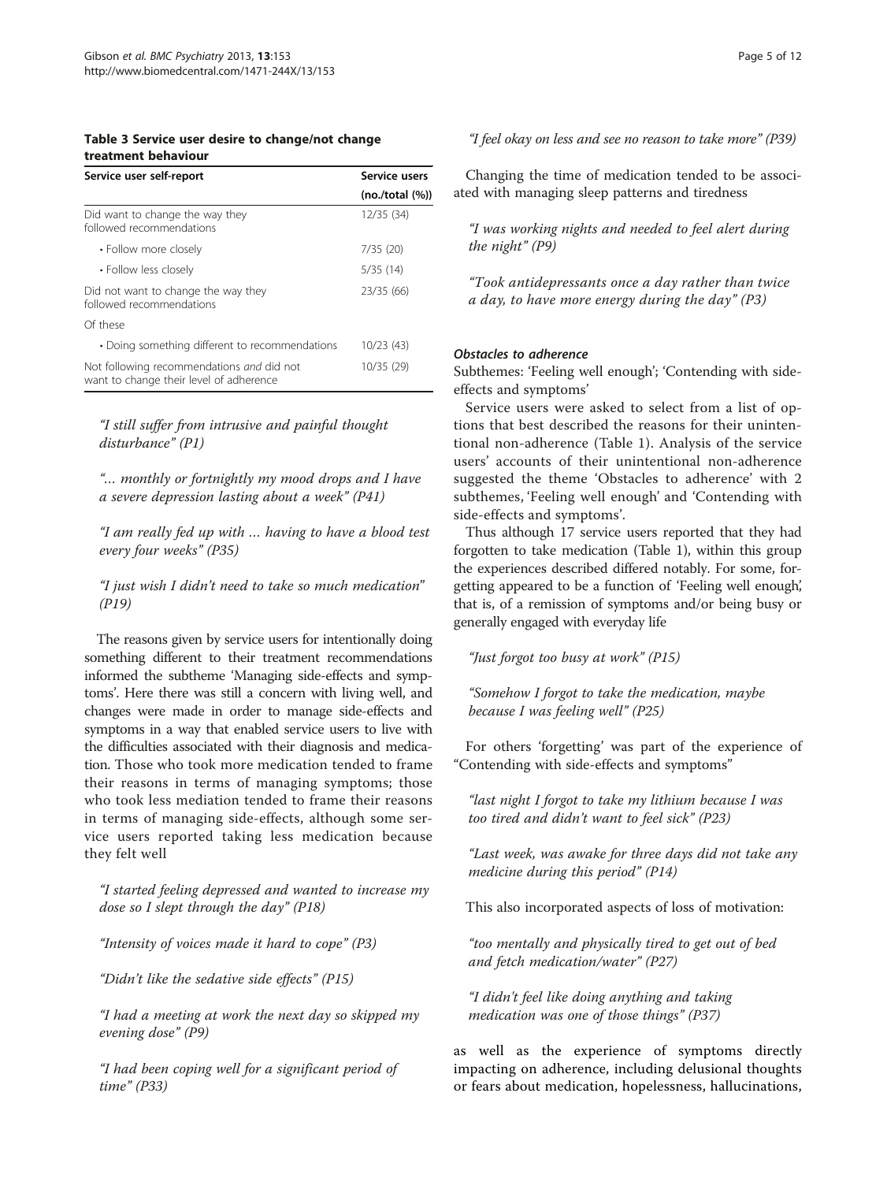**Table 3 Service user desire to change/not change treatment behaviour**

| Service user self-report | Service users (no./total (%)) |
|---|---|
| Did want to change the way they followed recommendations | 12/35 (34) |
| • Follow more closely | 7/35 (20) |
| • Follow less closely | 5/35 (14) |
| Did not want to change the way they followed recommendations | 23/35 (66) |
| Of these | |
| • Doing something different to recommendations | 10/23 (43) |
| Not following recommendations *and* did not want to change their level of adherence | 10/35 (29) |

> *"I still suffer from intrusive and painful thought disturbance" (P1)*

> *"... monthly or fortnightly my mood drops and I have a severe depression lasting about a week" (P41)*

> *"I am really fed up with ... having to have a blood test every four weeks" (P35)*

> *"I just wish I didn't need to take so much medication" (P19)*

The reasons given by service users for intentionally doing something different to their treatment recommendations informed the subtheme 'Managing side-effects and symptoms'. Here there was still a concern with living well, and changes were made in order to manage side-effects and symptoms in a way that enabled service users to live with the difficulties associated with their diagnosis and medication. Those who took more medication tended to frame their reasons in terms of managing symptoms; those who took less mediation tended to frame their reasons in terms of managing side-effects, although some service users reported taking less medication because they felt well

> *"I started feeling depressed and wanted to increase my dose so I slept through the day" (P18)*

> *"Intensity of voices made it hard to cope" (P3)*

> *"Didn't like the sedative side effects" (P15)*

> *"I had a meeting at work the next day so skipped my evening dose" (P9)*

> *"I had been coping well for a significant period of time" (P33)*

> *"I feel okay on less and see no reason to take more" (P39)*

Changing the time of medication tended to be associated with managing sleep patterns and tiredness

> *"I was working nights and needed to feel alert during the night" (P9)*

> *"Took antidepressants once a day rather than twice a day, to have more energy during the day" (P3)*

#### *Obstacles to adherence*

Subthemes: 'Feeling well enough'; 'Contending with side-effects and symptoms'

Service users were asked to select from a list of options that best described the reasons for their unintentional non-adherence (Table 1). Analysis of the service users' accounts of their unintentional non-adherence suggested the theme 'Obstacles to adherence' with 2 subthemes, 'Feeling well enough' and 'Contending with side-effects and symptoms'.

Thus although 17 service users reported that they had forgotten to take medication (Table 1), within this group the experiences described differed notably. For some, forgetting appeared to be a function of 'Feeling well enough', that is, of a remission of symptoms and/or being busy or generally engaged with everyday life

> *"Just forgot too busy at work" (P15)*

> *"Somehow I forgot to take the medication, maybe because I was feeling well" (P25)*

For others 'forgetting' was part of the experience of "Contending with side-effects and symptoms"

> *"last night I forgot to take my lithium because I was too tired and didn't want to feel sick" (P23)*

> *"Last week, was awake for three days did not take any medicine during this period" (P14)*

This also incorporated aspects of loss of motivation:

> *"too mentally and physically tired to get out of bed and fetch medication/water" (P27)*

> *"I didn't feel like doing anything and taking medication was one of those things" (P37)*

as well as the experience of symptoms directly impacting on adherence, including delusional thoughts or fears about medication, hopelessness, hallucinations,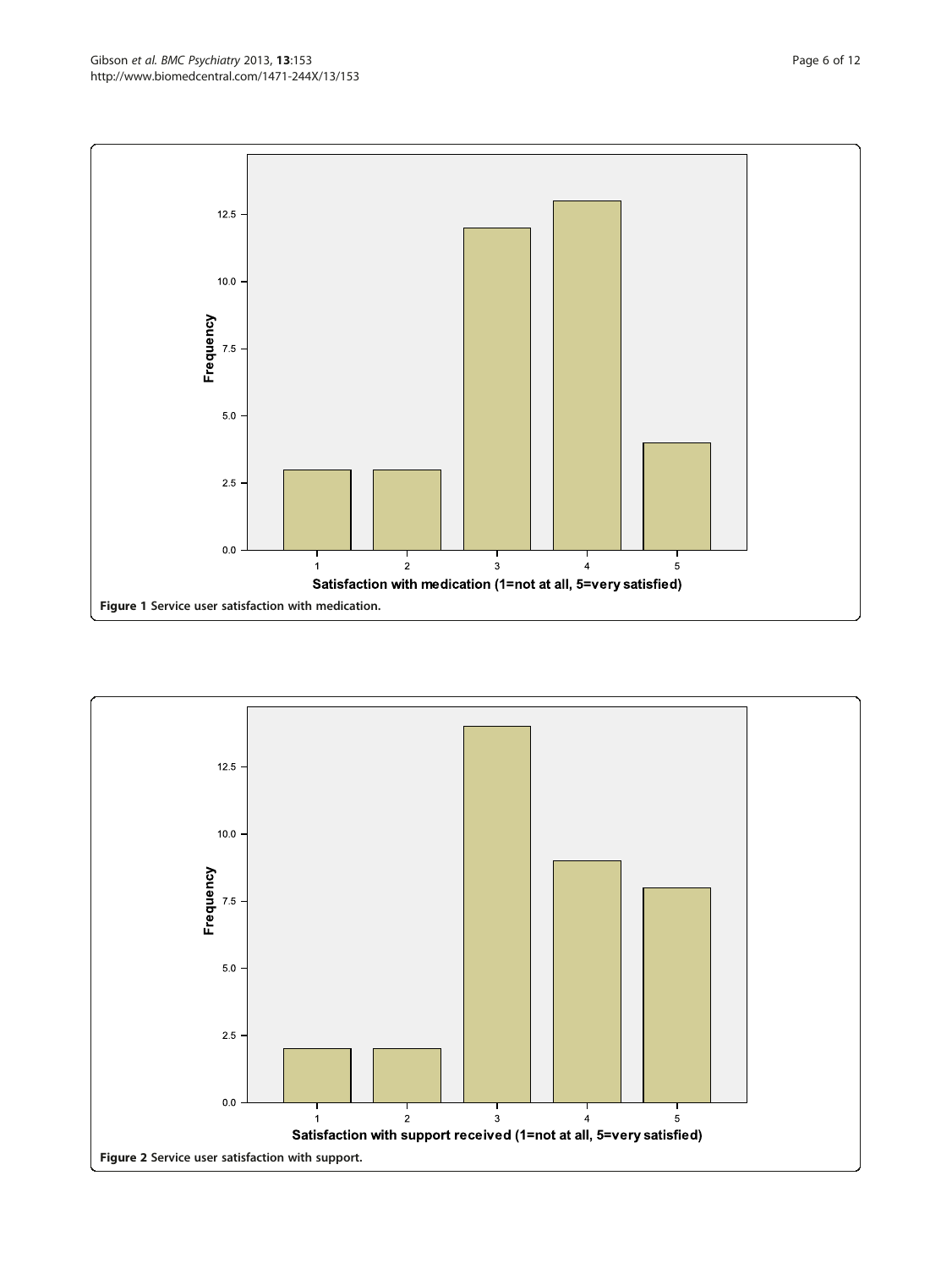Figure 1 Service user satisfaction with medication.

Figure 2 Service user satisfaction with support.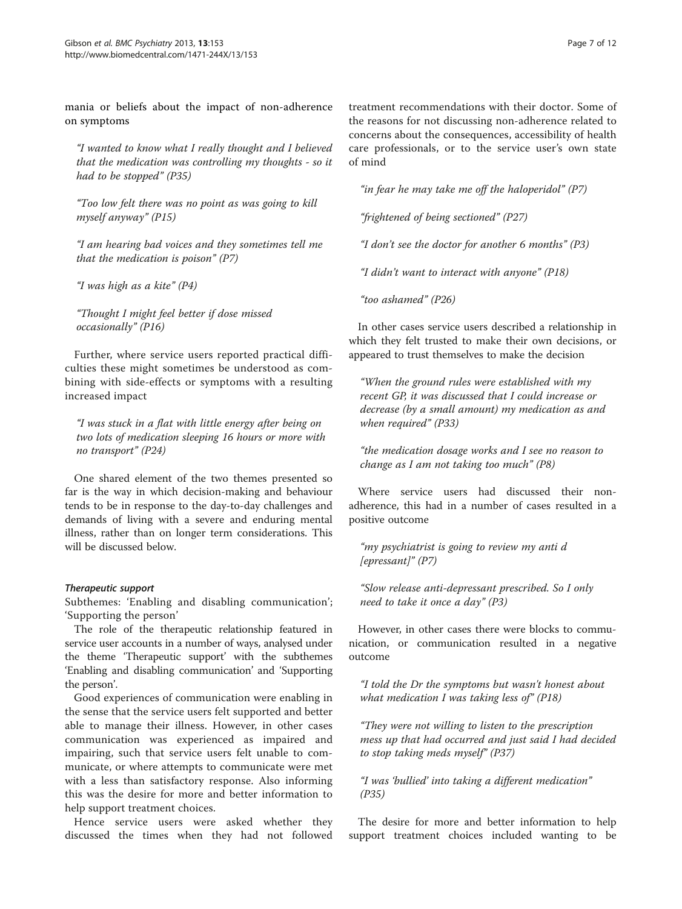mania or beliefs about the impact of non-adherence on symptoms

> *"I wanted to know what I really thought and I believed that the medication was controlling my thoughts - so it had to be stopped" (P35)*

> *"Too low felt there was no point as was going to kill myself anyway" (P15)*

> *"I am hearing bad voices and they sometimes tell me that the medication is poison" (P7)*

> *"I was high as a kite" (P4)*

> *"Thought I might feel better if dose missed occasionally" (P16)*

Further, where service users reported practical difficulties these might sometimes be understood as combining with side-effects or symptoms with a resulting increased impact

> *"I was stuck in a flat with little energy after being on two lots of medication sleeping 16 hours or more with no transport" (P24)*

One shared element of the two themes presented so far is the way in which decision-making and behaviour tends to be in response to the day-to-day challenges and demands of living with a severe and enduring mental illness, rather than on longer term considerations. This will be discussed below.

#### *Therapeutic support*

Subthemes: 'Enabling and disabling communication'; 'Supporting the person'

The role of the therapeutic relationship featured in service user accounts in a number of ways, analysed under the theme 'Therapeutic support' with the subthemes 'Enabling and disabling communication' and 'Supporting the person'.

Good experiences of communication were enabling in the sense that the service users felt supported and better able to manage their illness. However, in other cases communication was experienced as impaired and impairing, such that service users felt unable to communicate, or where attempts to communicate were met with a less than satisfactory response. Also informing this was the desire for more and better information to help support treatment choices.

Hence service users were asked whether they discussed the times when they had not followed treatment recommendations with their doctor. Some of the reasons for not discussing non-adherence related to concerns about the consequences, accessibility of health care professionals, or to the service user's own state of mind

> *"in fear he may take me off the haloperidol" (P7)*

> *"frightened of being sectioned" (P27)*

> *"I don't see the doctor for another 6 months" (P3)*

> *"I didn't want to interact with anyone" (P18)*

> *"too ashamed" (P26)*

In other cases service users described a relationship in which they felt trusted to make their own decisions, or appeared to trust themselves to make the decision

> *"When the ground rules were established with my recent GP, it was discussed that I could increase or decrease (by a small amount) my medication as and when required" (P33)*

> *"the medication dosage works and I see no reason to change as I am not taking too much" (P8)*

Where service users had discussed their non-adherence, this had in a number of cases resulted in a positive outcome

> *"my psychiatrist is going to review my anti d [epressant]" (P7)*

> *"Slow release anti-depressant prescribed. So I only need to take it once a day" (P3)*

However, in other cases there were blocks to communication, or communication resulted in a negative outcome

> *"I told the Dr the symptoms but wasn't honest about what medication I was taking less of" (P18)*

> *"They were not willing to listen to the prescription mess up that had occurred and just said I had decided to stop taking meds myself" (P37)*

> *"I was 'bullied' into taking a different medication" (P35)*

The desire for more and better information to help support treatment choices included wanting to be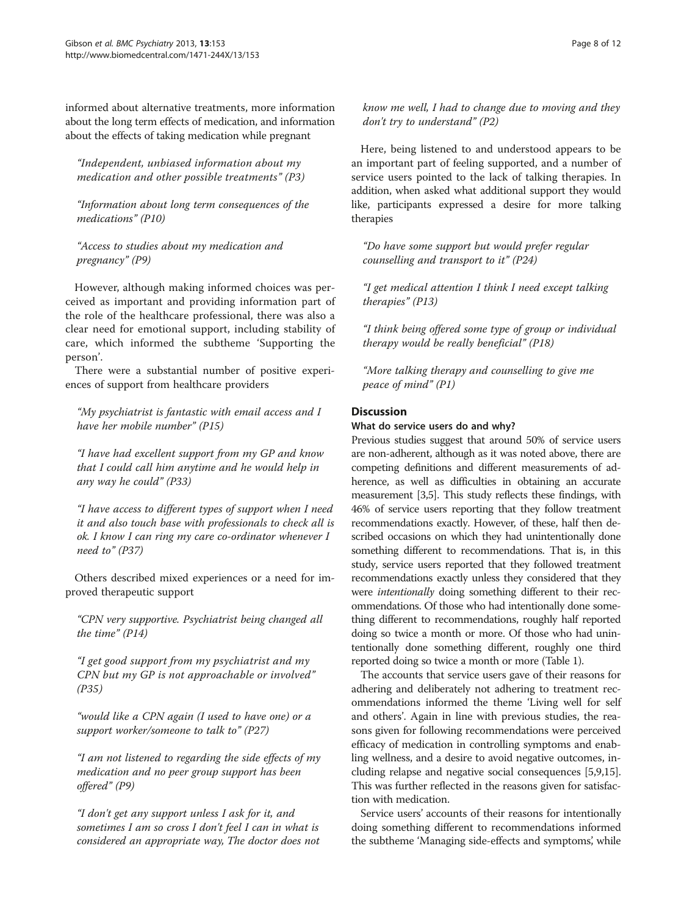informed about alternative treatments, more information about the long term effects of medication, and information about the effects of taking medication while pregnant

> *"Independent, unbiased information about my medication and other possible treatments" (P3)*

> *"Information about long term consequences of the medications" (P10)*

> *"Access to studies about my medication and pregnancy" (P9)*

However, although making informed choices was perceived as important and providing information part of the role of the healthcare professional, there was also a clear need for emotional support, including stability of care, which informed the subtheme 'Supporting the person'.

There were a substantial number of positive experiences of support from healthcare providers

> *"My psychiatrist is fantastic with email access and I have her mobile number" (P15)*

> *"I have had excellent support from my GP and know that I could call him anytime and he would help in any way he could" (P33)*

> *"I have access to different types of support when I need it and also touch base with professionals to check all is ok. I know I can ring my care co-ordinator whenever I need to" (P37)*

Others described mixed experiences or a need for improved therapeutic support

> *"CPN very supportive. Psychiatrist being changed all the time" (P14)*

> *"I get good support from my psychiatrist and my CPN but my GP is not approachable or involved" (P35)*

> *"would like a CPN again (I used to have one) or a support worker/someone to talk to" (P27)*

> *"I am not listened to regarding the side effects of my medication and no peer group support has been offered" (P9)*

> *"I don't get any support unless I ask for it, and sometimes I am so cross I don't feel I can in what is considered an appropriate way, The doctor does not know me well, I had to change due to moving and they don't try to understand" (P2)*

Here, being listened to and understood appears to be an important part of feeling supported, and a number of service users pointed to the lack of talking therapies. In addition, when asked what additional support they would like, participants expressed a desire for more talking therapies

> *"Do have some support but would prefer regular counselling and transport to it" (P24)*

> *"I get medical attention I think I need except talking therapies" (P13)*

> *"I think being offered some type of group or individual therapy would be really beneficial" (P18)*

> *"More talking therapy and counselling to give me peace of mind" (P1)*

## Discussion

### What do service users do and why?

Previous studies suggest that around 50% of service users are non-adherent, although as it was noted above, there are competing definitions and different measurements of adherence, as well as difficulties in obtaining an accurate measurement [3,5]. This study reflects these findings, with 46% of service users reporting that they follow treatment recommendations exactly. However, of these, half then described occasions on which they had unintentionally done something different to recommendations. That is, in this study, service users reported that they followed treatment recommendations exactly unless they considered that they were *intentionally* doing something different to their recommendations. Of those who had intentionally done something different to recommendations, roughly half reported doing so twice a month or more. Of those who had unintentionally done something different, roughly one third reported doing so twice a month or more (Table 1).

The accounts that service users gave of their reasons for adhering and deliberately not adhering to treatment recommendations informed the theme 'Living well for self and others'. Again in line with previous studies, the reasons given for following recommendations were perceived efficacy of medication in controlling symptoms and enabling wellness, and a desire to avoid negative outcomes, including relapse and negative social consequences [5,9,15]. This was further reflected in the reasons given for satisfaction with medication.

Service users' accounts of their reasons for intentionally doing something different to recommendations informed the subtheme 'Managing side-effects and symptoms', while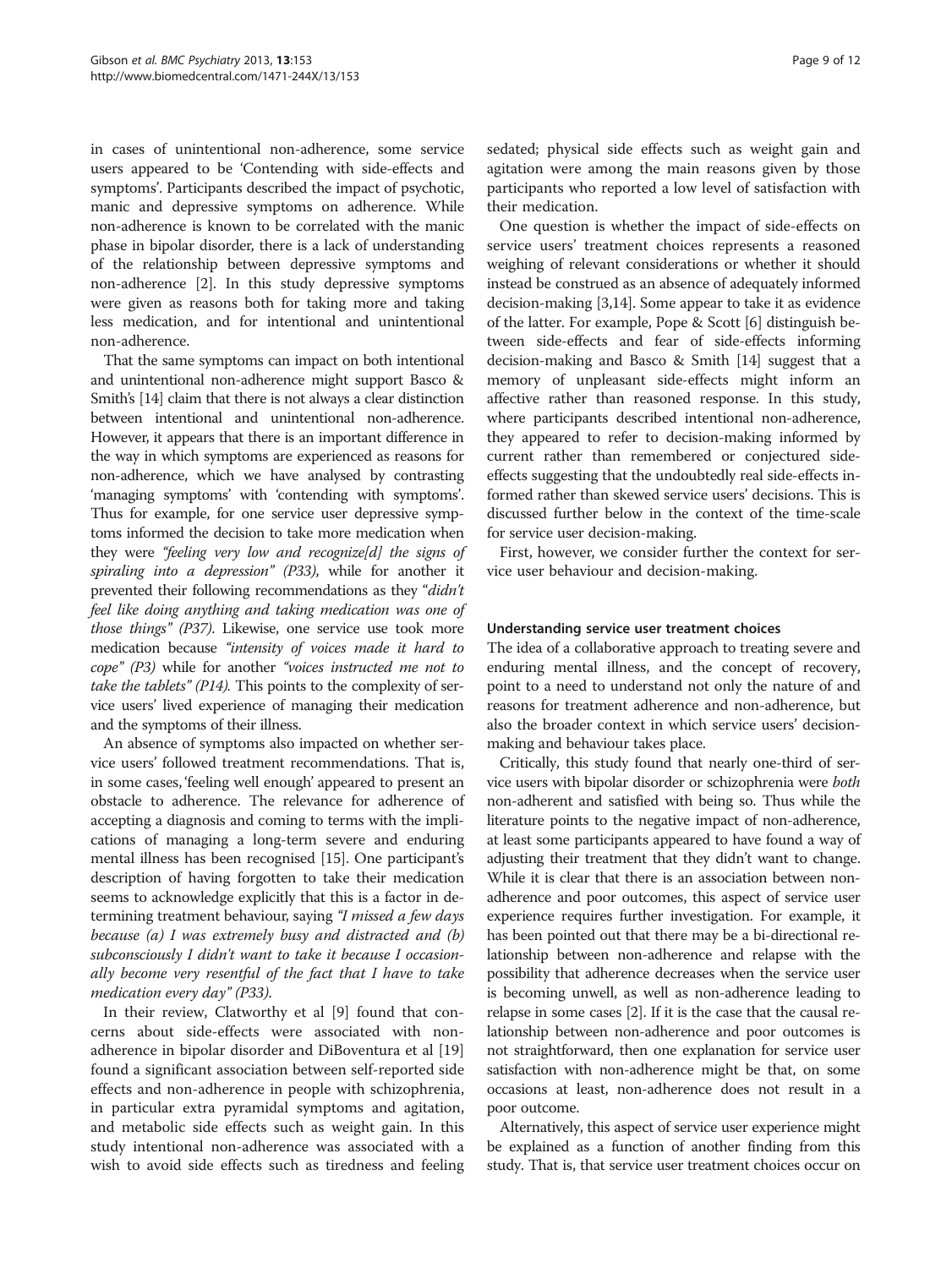in cases of unintentional non-adherence, some service users appeared to be 'Contending with side-effects and symptoms'. Participants described the impact of psychotic, manic and depressive symptoms on adherence. While non-adherence is known to be correlated with the manic phase in bipolar disorder, there is a lack of understanding of the relationship between depressive symptoms and non-adherence [2]. In this study depressive symptoms were given as reasons both for taking more and taking less medication, and for intentional and unintentional non-adherence.

That the same symptoms can impact on both intentional and unintentional non-adherence might support Basco & Smith's [14] claim that there is not always a clear distinction between intentional and unintentional non-adherence. However, it appears that there is an important difference in the way in which symptoms are experienced as reasons for non-adherence, which we have analysed by contrasting 'managing symptoms' with 'contending with symptoms'. Thus for example, for one service user depressive symptoms informed the decision to take more medication when they were *"feeling very low and recognize[d] the signs of spiraling into a depression" (P33)*, while for another it prevented their following recommendations as they *"didn't feel like doing anything and taking medication was one of those things" (P37)*. Likewise, one service use took more medication because *"intensity of voices made it hard to cope" (P3)* while for another *"voices instructed me not to take the tablets" (P14)*. This points to the complexity of service users' lived experience of managing their medication and the symptoms of their illness.

An absence of symptoms also impacted on whether service users' followed treatment recommendations. That is, in some cases, 'feeling well enough' appeared to present an obstacle to adherence. The relevance for adherence of accepting a diagnosis and coming to terms with the implications of managing a long-term severe and enduring mental illness has been recognised [15]. One participant's description of having forgotten to take their medication seems to acknowledge explicitly that this is a factor in determining treatment behaviour, saying *"I missed a few days because (a) I was extremely busy and distracted and (b) subconsciously I didn't want to take it because I occasionally become very resentful of the fact that I have to take medication every day" (P33)*.

In their review, Clatworthy et al [9] found that concerns about side-effects were associated with non-adherence in bipolar disorder and DiBoventura et al [19] found a significant association between self-reported side effects and non-adherence in people with schizophrenia, in particular extra pyramidal symptoms and agitation, and metabolic side effects such as weight gain. In this study intentional non-adherence was associated with a wish to avoid side effects such as tiredness and feeling sedated; physical side effects such as weight gain and agitation were among the main reasons given by those participants who reported a low level of satisfaction with their medication.

One question is whether the impact of side-effects on service users' treatment choices represents a reasoned weighing of relevant considerations or whether it should instead be construed as an absence of adequately informed decision-making [3,14]. Some appear to take it as evidence of the latter. For example, Pope & Scott [6] distinguish between side-effects and fear of side-effects informing decision-making and Basco & Smith [14] suggest that a memory of unpleasant side-effects might inform an affective rather than reasoned response. In this study, where participants described intentional non-adherence, they appeared to refer to decision-making informed by current rather than remembered or conjectured side-effects suggesting that the undoubtedly real side-effects informed rather than skewed service users' decisions. This is discussed further below in the context of the time-scale for service user decision-making.

First, however, we consider further the context for service user behaviour and decision-making.

### Understanding service user treatment choices

The idea of a collaborative approach to treating severe and enduring mental illness, and the concept of recovery, point to a need to understand not only the nature of and reasons for treatment adherence and non-adherence, but also the broader context in which service users' decision-making and behaviour takes place.

Critically, this study found that nearly one-third of service users with bipolar disorder or schizophrenia were *both* non-adherent and satisfied with being so. Thus while the literature points to the negative impact of non-adherence, at least some participants appeared to have found a way of adjusting their treatment that they didn't want to change. While it is clear that there is an association between non-adherence and poor outcomes, this aspect of service user experience requires further investigation. For example, it has been pointed out that there may be a bi-directional relationship between non-adherence and relapse with the possibility that adherence decreases when the service user is becoming unwell, as well as non-adherence leading to relapse in some cases [2]. If it is the case that the causal relationship between non-adherence and poor outcomes is not straightforward, then one explanation for service user satisfaction with non-adherence might be that, on some occasions at least, non-adherence does not result in a poor outcome.

Alternatively, this aspect of service user experience might be explained as a function of another finding from this study. That is, that service user treatment choices occur on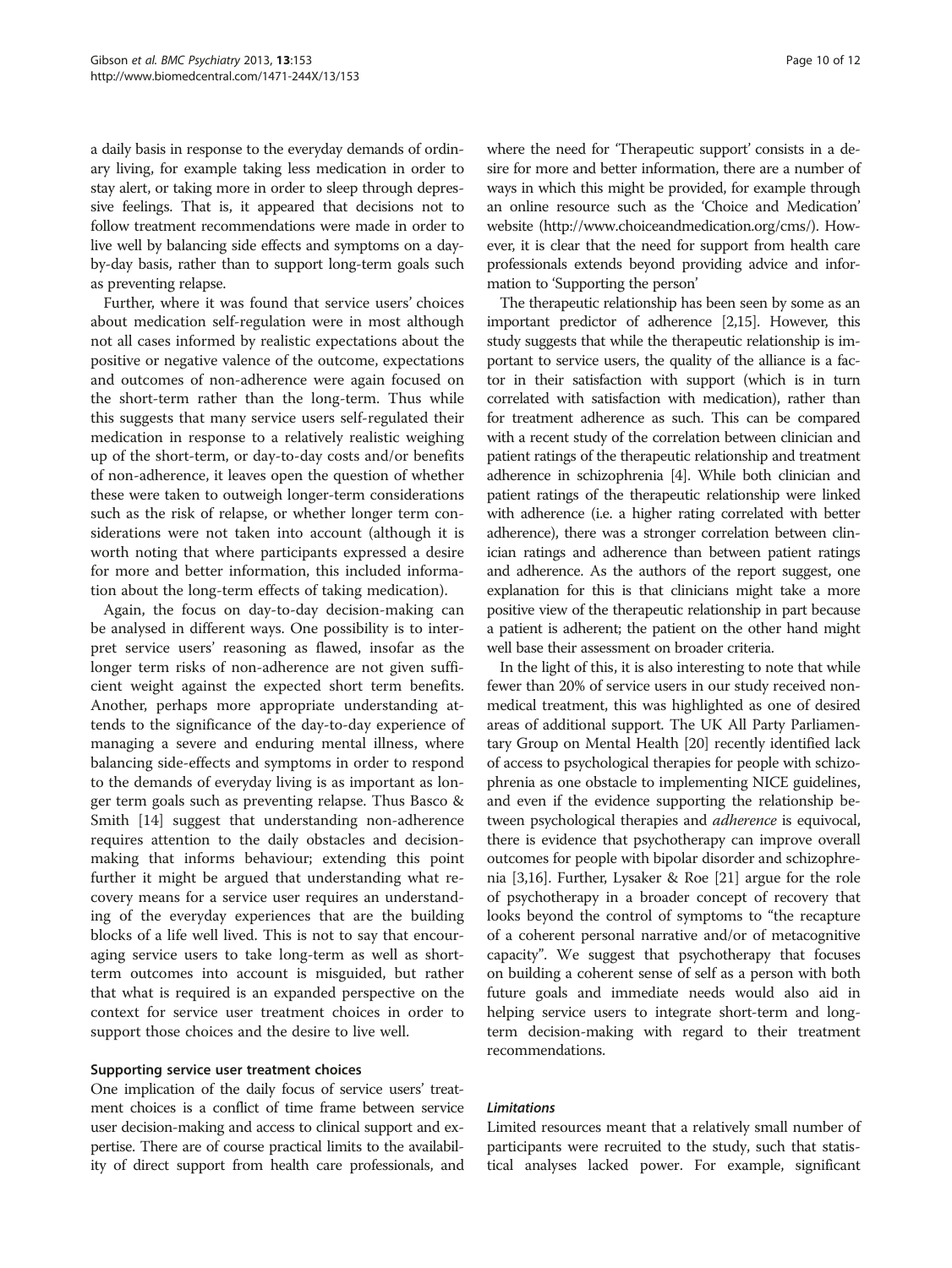a daily basis in response to the everyday demands of ordinary living, for example taking less medication in order to stay alert, or taking more in order to sleep through depressive feelings. That is, it appeared that decisions not to follow treatment recommendations were made in order to live well by balancing side effects and symptoms on a day-by-day basis, rather than to support long-term goals such as preventing relapse.

Further, where it was found that service users' choices about medication self-regulation were in most although not all cases informed by realistic expectations about the positive or negative valence of the outcome, expectations and outcomes of non-adherence were again focused on the short-term rather than the long-term. Thus while this suggests that many service users self-regulated their medication in response to a relatively realistic weighing up of the short-term, or day-to-day costs and/or benefits of non-adherence, it leaves open the question of whether these were taken to outweigh longer-term considerations such as the risk of relapse, or whether longer term considerations were not taken into account (although it is worth noting that where participants expressed a desire for more and better information, this included information about the long-term effects of taking medication).

Again, the focus on day-to-day decision-making can be analysed in different ways. One possibility is to interpret service users' reasoning as flawed, insofar as the longer term risks of non-adherence are not given sufficient weight against the expected short term benefits. Another, perhaps more appropriate understanding attends to the significance of the day-to-day experience of managing a severe and enduring mental illness, where balancing side-effects and symptoms in order to respond to the demands of everyday living is as important as longer term goals such as preventing relapse. Thus Basco & Smith [14] suggest that understanding non-adherence requires attention to the daily obstacles and decision-making that informs behaviour; extending this point further it might be argued that understanding what recovery means for a service user requires an understanding of the everyday experiences that are the building blocks of a life well lived. This is not to say that encouraging service users to take long-term as well as short-term outcomes into account is misguided, but rather that what is required is an expanded perspective on the context for service user treatment choices in order to support those choices and the desire to live well.

### Supporting service user treatment choices

One implication of the daily focus of service users' treatment choices is a conflict of time frame between service user decision-making and access to clinical support and expertise. There are of course practical limits to the availability of direct support from health care professionals, and where the need for 'Therapeutic support' consists in a desire for more and better information, there are a number of ways in which this might be provided, for example through an online resource such as the 'Choice and Medication' website (http://www.choiceandmedication.org/cms/). However, it is clear that the need for support from health care professionals extends beyond providing advice and information to 'Supporting the person'

The therapeutic relationship has been seen by some as an important predictor of adherence [2,15]. However, this study suggests that while the therapeutic relationship is important to service users, the quality of the alliance is a factor in their satisfaction with support (which is in turn correlated with satisfaction with medication), rather than for treatment adherence as such. This can be compared with a recent study of the correlation between clinician and patient ratings of the therapeutic relationship and treatment adherence in schizophrenia [4]. While both clinician and patient ratings of the therapeutic relationship were linked with adherence (i.e. a higher rating correlated with better adherence), there was a stronger correlation between clinician ratings and adherence than between patient ratings and adherence. As the authors of the report suggest, one explanation for this is that clinicians might take a more positive view of the therapeutic relationship in part because a patient is adherent; the patient on the other hand might well base their assessment on broader criteria.

In the light of this, it is also interesting to note that while fewer than 20% of service users in our study received non-medical treatment, this was highlighted as one of desired areas of additional support. The UK All Party Parliamentary Group on Mental Health [20] recently identified lack of access to psychological therapies for people with schizophrenia as one obstacle to implementing NICE guidelines, and even if the evidence supporting the relationship between psychological therapies and *adherence* is equivocal, there is evidence that psychotherapy can improve overall outcomes for people with bipolar disorder and schizophrenia [3,16]. Further, Lysaker & Roe [21] argue for the role of psychotherapy in a broader concept of recovery that looks beyond the control of symptoms to "the recapture of a coherent personal narrative and/or of metacognitive capacity". We suggest that psychotherapy that focuses on building a coherent sense of self as a person with both future goals and immediate needs would also aid in helping service users to integrate short-term and long-term decision-making with regard to their treatment recommendations.

#### *Limitations*

Limited resources meant that a relatively small number of participants were recruited to the study, such that statistical analyses lacked power. For example, significant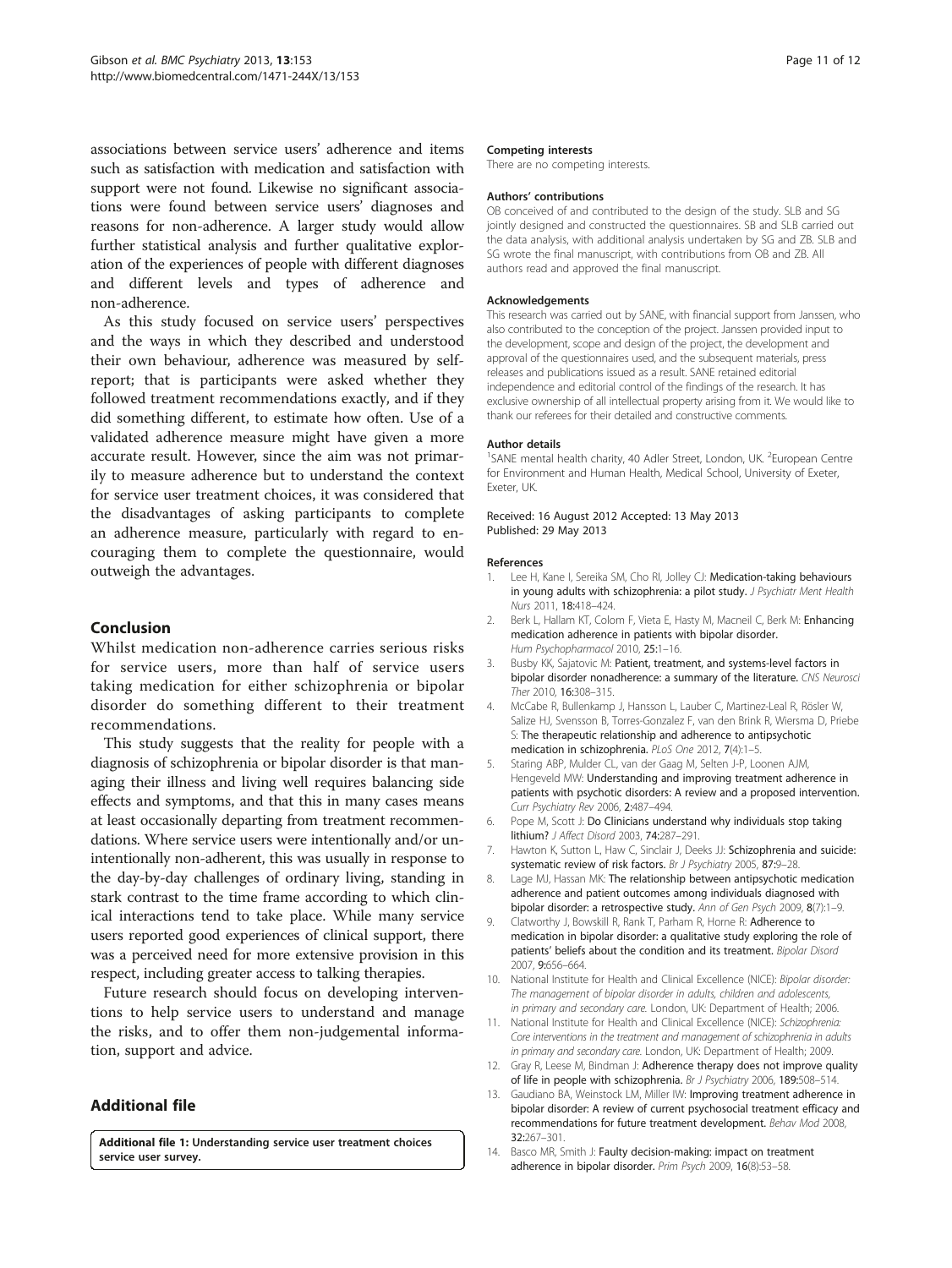associations between service users' adherence and items such as satisfaction with medication and satisfaction with support were not found. Likewise no significant associations were found between service users' diagnoses and reasons for non-adherence. A larger study would allow further statistical analysis and further qualitative exploration of the experiences of people with different diagnoses and different levels and types of adherence and non-adherence.

As this study focused on service users' perspectives and the ways in which they described and understood their own behaviour, adherence was measured by self-report; that is participants were asked whether they followed treatment recommendations exactly, and if they did something different, to estimate how often. Use of a validated adherence measure might have given a more accurate result. However, since the aim was not primarily to measure adherence but to understand the context for service user treatment choices, it was considered that the disadvantages of asking participants to complete an adherence measure, particularly with regard to encouraging them to complete the questionnaire, would outweigh the advantages.

## Conclusion

Whilst medication non-adherence carries serious risks for service users, more than half of service users taking medication for either schizophrenia or bipolar disorder do something different to their treatment recommendations.

This study suggests that the reality for people with a diagnosis of schizophrenia or bipolar disorder is that managing their illness and living well requires balancing side effects and symptoms, and that this in many cases means at least occasionally departing from treatment recommendations. Where service users were intentionally and/or unintentionally non-adherent, this was usually in response to the day-by-day challenges of ordinary living, standing in stark contrast to the time frame according to which clinical interactions tend to take place. While many service users reported good experiences of clinical support, there was a perceived need for more extensive provision in this respect, including greater access to talking therapies.

Future research should focus on developing interventions to help service users to understand and manage the risks, and to offer them non-judgemental information, support and advice.

## Additional file

**Additional file 1: Understanding service user treatment choices service user survey.**

#### Competing interests

There are no competing interests.

#### Authors' contributions

OB conceived of and contributed to the design of the study. SLB and SG jointly designed and constructed the questionnaires. SB and SLB carried out the data analysis, with additional analysis undertaken by SG and ZB. SLB and SG wrote the final manuscript, with contributions from OB and ZB. All authors read and approved the final manuscript.

#### Acknowledgements

This research was carried out by SANE, with financial support from Janssen, who also contributed to the conception of the project. Janssen provided input to the development, scope and design of the project, the development and approval of the questionnaires used, and the subsequent materials, press releases and publications issued as a result. SANE retained editorial independence and editorial control of the findings of the research. It has exclusive ownership of all intellectual property arising from it. We would like to thank our referees for their detailed and constructive comments.

#### Author details

[1]SANE mental health charity, 40 Adler Street, London, UK. [2]European Centre for Environment and Human Health, Medical School, University of Exeter, Exeter, UK.

Received: 16 August 2012 Accepted: 13 May 2013
Published: 29 May 2013

#### References

1. Lee H, Kane I, Sereika SM, Cho RI, Jolley CJ: **Medication-taking behaviours in young adults with schizophrenia: a pilot study.** *J Psychiatr Ment Health Nurs* 2011, **18:**418–424.
2. Berk L, Hallam KT, Colom F, Vieta E, Hasty M, Macneil C, Berk M: **Enhancing medication adherence in patients with bipolar disorder.** *Hum Psychopharmacol* 2010, **25:**1–16.
3. Busby KK, Sajatovic M: **Patient, treatment, and systems-level factors in bipolar disorder nonadherence: a summary of the literature.** *CNS Neurosci Ther* 2010, **16:**308–315.
4. McCabe R, Bullenkamp J, Hansson L, Lauber C, Martinez-Leal R, Rösler W, Salize HJ, Svensson B, Torres-Gonzalez F, van den Brink R, Wiersma D, Priebe S: **The therapeutic relationship and adherence to antipsychotic medication in schizophrenia.** *PLoS One* 2012, **7**(4):1–5.
5. Staring ABP, Mulder CL, van der Gaag M, Selten J-P, Loonen AJM, Hengeveld MW: **Understanding and improving treatment adherence in patients with psychotic disorders: A review and a proposed intervention.** *Curr Psychiatry Rev* 2006, **2:**487–494.
6. Pope M, Scott J: **Do Clinicians understand why individuals stop taking lithium?** *J Affect Disord* 2003, **74:**287–291.
7. Hawton K, Sutton L, Haw C, Sinclair J, Deeks JJ: **Schizophrenia and suicide: systematic review of risk factors.** *Br J Psychiatry* 2005, **87:**9–28.
8. Lage MJ, Hassan MK: **The relationship between antipsychotic medication adherence and patient outcomes among individuals diagnosed with bipolar disorder: a retrospective study.** *Ann of Gen Psych* 2009, **8**(7):1–9.
9. Clatworthy J, Bowskill R, Rank T, Parham R, Horne R: **Adherence to medication in bipolar disorder: a qualitative study exploring the role of patients' beliefs about the condition and its treatment.** *Bipolar Disord* 2007, **9:**656–664.
10. National Institute for Health and Clinical Excellence (NICE): *Bipolar disorder: The management of bipolar disorder in adults, children and adolescents, in primary and secondary care.* London, UK: Department of Health; 2006.
11. National Institute for Health and Clinical Excellence (NICE): *Schizophrenia: Core interventions in the treatment and management of schizophrenia in adults in primary and secondary care.* London, UK: Department of Health; 2009.
12. Gray R, Leese M, Bindman J: **Adherence therapy does not improve quality of life in people with schizophrenia.** *Br J Psychiatry* 2006, **189:**508–514.
13. Gaudiano BA, Weinstock LM, Miller IW: **Improving treatment adherence in bipolar disorder: A review of current psychosocial treatment efficacy and recommendations for future treatment development.** *Behav Mod* 2008, **32:**267–301.
14. Basco MR, Smith J: **Faulty decision-making: impact on treatment adherence in bipolar disorder.** *Prim Psych* 2009, **16**(8):53–58.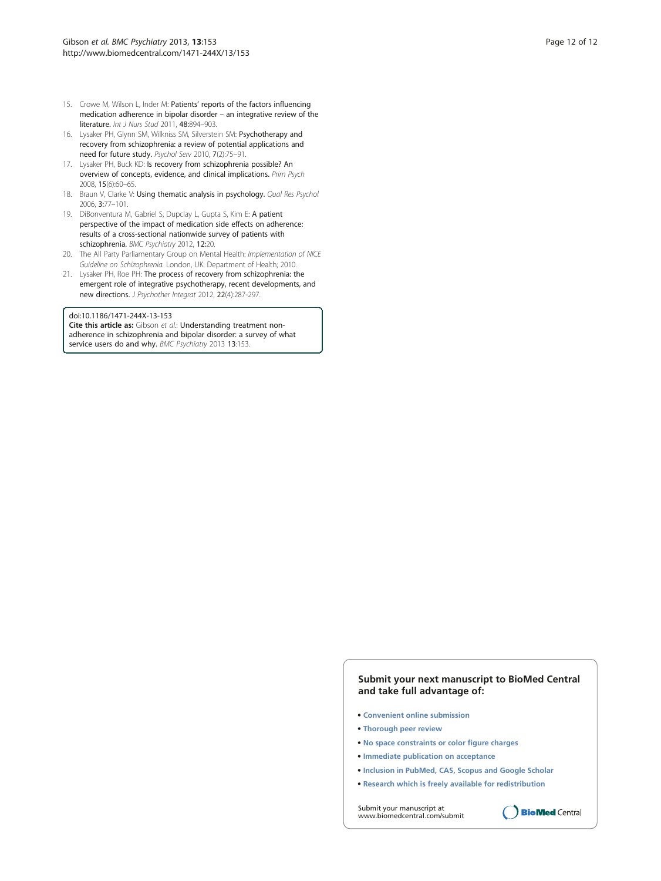15. Crowe M, Wilson L, Inder M: Patients' reports of the factors influencing medication adherence in bipolar disorder – an integrative review of the literature. *Int J Nurs Stud* 2011, **48:**894–903.
16. Lysaker PH, Glynn SM, Wilkniss SM, Silverstein SM: Psychotherapy and recovery from schizophrenia: a review of potential applications and need for future study. *Psychol Serv* 2010, **7**(2):75–91.
17. Lysaker PH, Buck KD: Is recovery from schizophrenia possible? An overview of concepts, evidence, and clinical implications. *Prim Psych* 2008, **15**(6):60–65.
18. Braun V, Clarke V: Using thematic analysis in psychology. *Qual Res Psychol* 2006, **3:**77–101.
19. DiBonventura M, Gabriel S, Dupclay L, Gupta S, Kim E: A patient perspective of the impact of medication side effects on adherence: results of a cross-sectional nationwide survey of patients with schizophrenia. *BMC Psychiatry* 2012, **12:**20.
20. The All Party Parliamentary Group on Mental Health: *Implementation of NICE Guideline on Schizophrenia*. London, UK: Department of Health; 2010.
21. Lysaker PH, Roe PH: The process of recovery from schizophrenia: the emergent role of integrative psychotherapy, recent developments, and new directions. *J Psychother Integrat* 2012, **22**(4):287-297.

doi:10.1186/1471-244X-13-153

**Cite this article as:** Gibson *et al.*: Understanding treatment non-adherence in schizophrenia and bipolar disorder: a survey of what service users do and why. *BMC Psychiatry* 2013 **13**:153.

**Submit your next manuscript to BioMed Central and take full advantage of:**

- **Convenient online submission**
- **Thorough peer review**
- **No space constraints or color figure charges**
- **Immediate publication on acceptance**
- **Inclusion in PubMed, CAS, Scopus and Google Scholar**
- **Research which is freely available for redistribution**

Submit your manuscript at www.biomedcentral.com/submit

BioMed Central